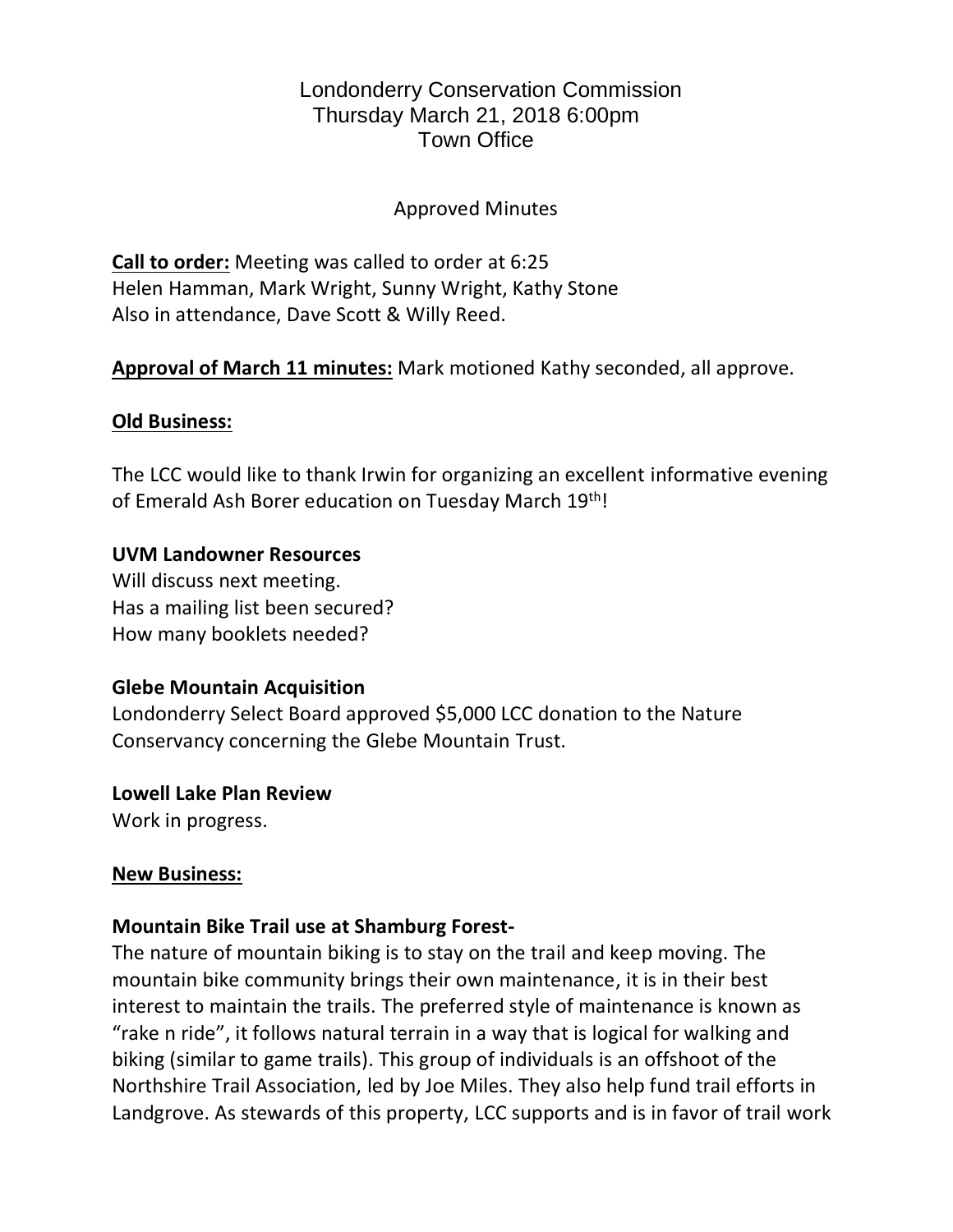Londonderry Conservation Commission
Thursday March 21, 2018 6:00pm
Town Office

Approved Minutes

**Call to order:** Meeting was called to order at 6:25
Helen Hamman, Mark Wright, Sunny Wright, Kathy Stone
Also in attendance, Dave Scott & Willy Reed.

**Approval of March 11 minutes:** Mark motioned Kathy seconded, all approve.

**Old Business:**

The LCC would like to thank Irwin for organizing an excellent informative evening of Emerald Ash Borer education on Tuesday March 19th!

**UVM Landowner Resources**
Will discuss next meeting.
Has a mailing list been secured?
How many booklets needed?

**Glebe Mountain Acquisition**
Londonderry Select Board approved $5,000 LCC donation to the Nature Conservancy concerning the Glebe Mountain Trust.

**Lowell Lake Plan Review**
Work in progress.

**New Business:**

**Mountain Bike Trail use at Shamburg Forest-**
The nature of mountain biking is to stay on the trail and keep moving. The mountain bike community brings their own maintenance, it is in their best interest to maintain the trails. The preferred style of maintenance is known as "rake n ride", it follows natural terrain in a way that is logical for walking and biking (similar to game trails). This group of individuals is an offshoot of the Northshire Trail Association, led by Joe Miles. They also help fund trail efforts in Landgrove. As stewards of this property, LCC supports and is in favor of trail work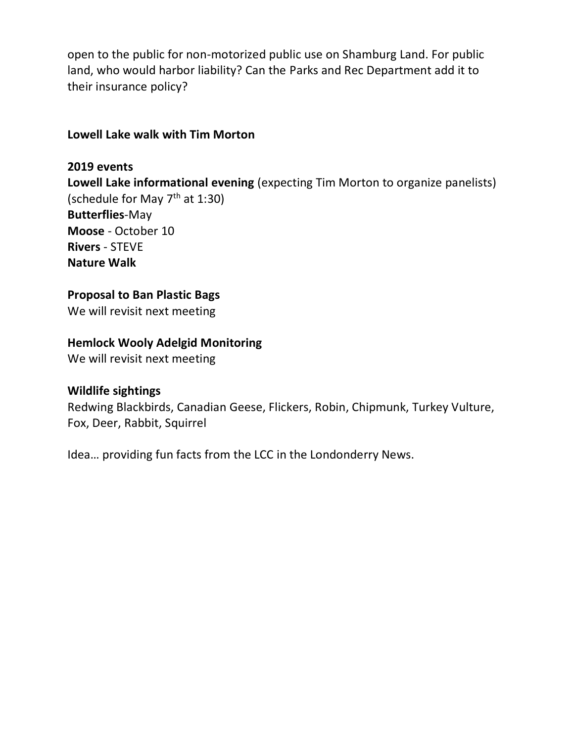open to the public for non-motorized public use on Shamburg Land. For public land, who would harbor liability? Can the Parks and Rec Department add it to their insurance policy?

**Lowell Lake walk with Tim Morton**

**2019 events**
**Lowell Lake informational evening** (expecting Tim Morton to organize panelists) (schedule for May 7th at 1:30)
**Butterflies**-May
**Moose** - October 10
**Rivers** - STEVE
**Nature Walk**

**Proposal to Ban Plastic Bags**
We will revisit next meeting

**Hemlock Wooly Adelgid Monitoring**
We will revisit next meeting

**Wildlife sightings**
Redwing Blackbirds, Canadian Geese, Flickers, Robin, Chipmunk, Turkey Vulture, Fox, Deer, Rabbit, Squirrel

Idea… providing fun facts from the LCC in the Londonderry News.